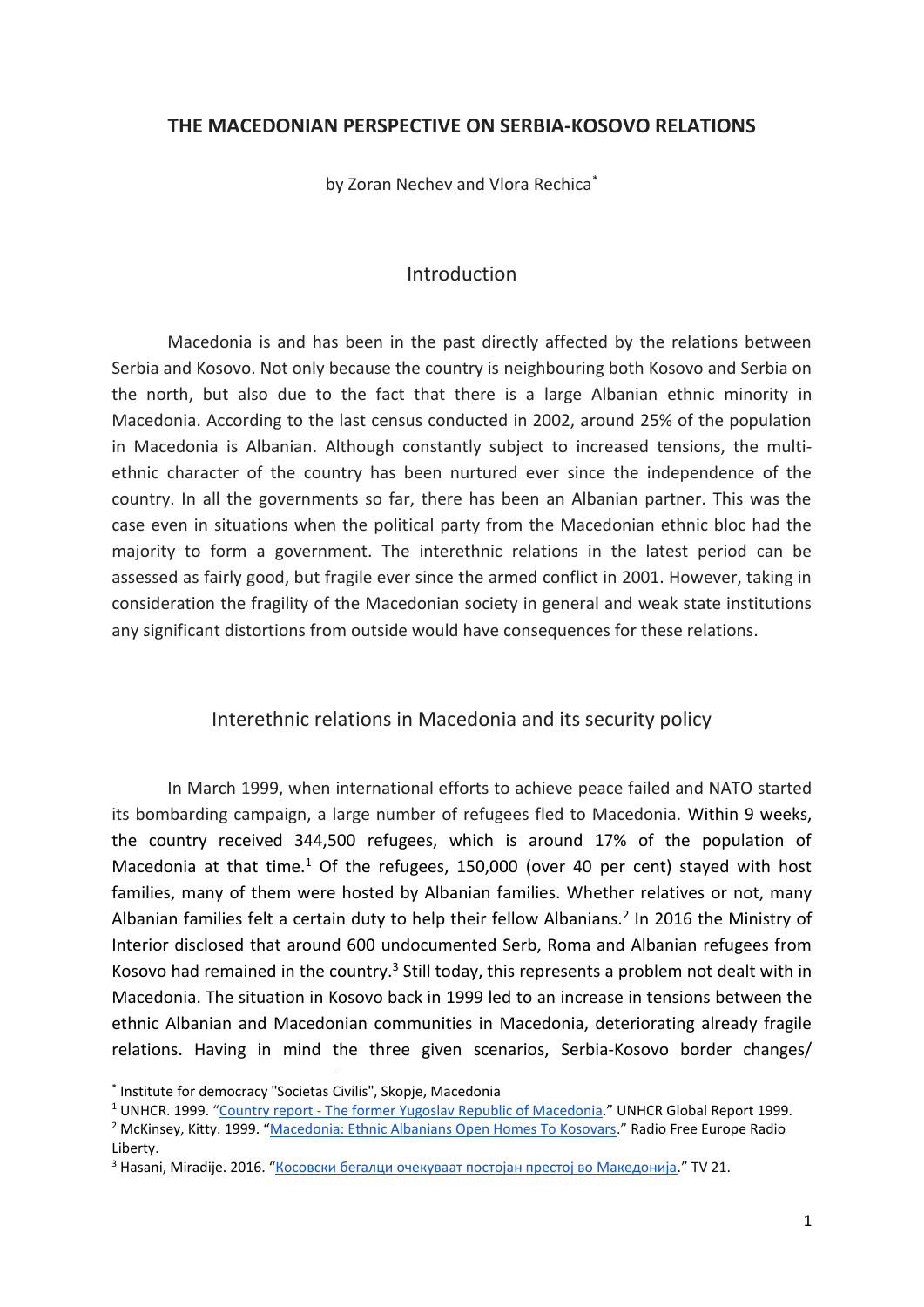# THE MACEDONIAN PERSPECTIVE ON SERBIA-KOSOVO RELATIONS

by Zoran Nechev and Vlora Rechica[*]

## Introduction

Macedonia is and has been in the past directly affected by the relations between Serbia and Kosovo. Not only because the country is neighbouring both Kosovo and Serbia on the north, but also due to the fact that there is a large Albanian ethnic minority in Macedonia. According to the last census conducted in 2002, around 25% of the population in Macedonia is Albanian. Although constantly subject to increased tensions, the multi-ethnic character of the country has been nurtured ever since the independence of the country. In all the governments so far, there has been an Albanian partner. This was the case even in situations when the political party from the Macedonian ethnic bloc had the majority to form a government. The interethnic relations in the latest period can be assessed as fairly good, but fragile ever since the armed conflict in 2001. However, taking in consideration the fragility of the Macedonian society in general and weak state institutions any significant distortions from outside would have consequences for these relations.

## Interethnic relations in Macedonia and its security policy

In March 1999, when international efforts to achieve peace failed and NATO started its bombarding campaign, a large number of refugees fled to Macedonia. Within 9 weeks, the country received 344,500 refugees, which is around 17% of the population of Macedonia at that time.[1] Of the refugees, 150,000 (over 40 per cent) stayed with host families, many of them were hosted by Albanian families. Whether relatives or not, many Albanian families felt a certain duty to help their fellow Albanians.[2] In 2016 the Ministry of Interior disclosed that around 600 undocumented Serb, Roma and Albanian refugees from Kosovo had remained in the country.[3] Still today, this represents a problem not dealt with in Macedonia. The situation in Kosovo back in 1999 led to an increase in tensions between the ethnic Albanian and Macedonian communities in Macedonia, deteriorating already fragile relations. Having in mind the three given scenarios, Serbia-Kosovo border changes/

---

[*] Institute for democracy "Societas Civilis", Skopje, Macedonia

[1] UNHCR. 1999. "Country report - The former Yugoslav Republic of Macedonia." UNHCR Global Report 1999.

[2] McKinsey, Kitty. 1999. "Macedonia: Ethnic Albanians Open Homes To Kosovars." Radio Free Europe Radio Liberty.

[3] Hasani, Miradije. 2016. "Косовски бегалци очекуваат постојан престој во Македонија." TV 21.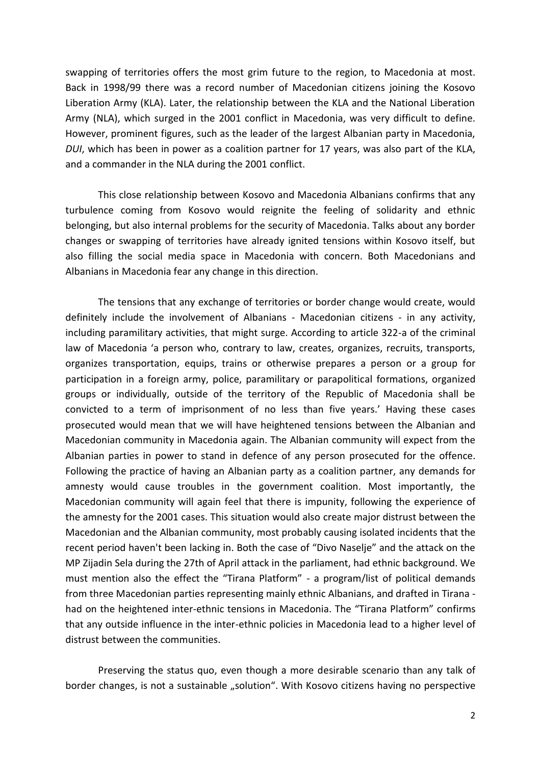swapping of territories offers the most grim future to the region, to Macedonia at most. Back in 1998/99 there was a record number of Macedonian citizens joining the Kosovo Liberation Army (KLA). Later, the relationship between the KLA and the National Liberation Army (NLA), which surged in the 2001 conflict in Macedonia, was very difficult to define. However, prominent figures, such as the leader of the largest Albanian party in Macedonia, *DUI*, which has been in power as a coalition partner for 17 years, was also part of the KLA, and a commander in the NLA during the 2001 conflict.

This close relationship between Kosovo and Macedonia Albanians confirms that any turbulence coming from Kosovo would reignite the feeling of solidarity and ethnic belonging, but also internal problems for the security of Macedonia. Talks about any border changes or swapping of territories have already ignited tensions within Kosovo itself, but also filling the social media space in Macedonia with concern. Both Macedonians and Albanians in Macedonia fear any change in this direction.

The tensions that any exchange of territories or border change would create, would definitely include the involvement of Albanians - Macedonian citizens - in any activity, including paramilitary activities, that might surge. According to article 322-a of the criminal law of Macedonia 'a person who, contrary to law, creates, organizes, recruits, transports, organizes transportation, equips, trains or otherwise prepares a person or a group for participation in a foreign army, police, paramilitary or parapolitical formations, organized groups or individually, outside of the territory of the Republic of Macedonia shall be convicted to a term of imprisonment of no less than five years.' Having these cases prosecuted would mean that we will have heightened tensions between the Albanian and Macedonian community in Macedonia again. The Albanian community will expect from the Albanian parties in power to stand in defence of any person prosecuted for the offence. Following the practice of having an Albanian party as a coalition partner, any demands for amnesty would cause troubles in the government coalition. Most importantly, the Macedonian community will again feel that there is impunity, following the experience of the amnesty for the 2001 cases. This situation would also create major distrust between the Macedonian and the Albanian community, most probably causing isolated incidents that the recent period haven't been lacking in. Both the case of "Divo Naselje" and the attack on the MP Zijadin Sela during the 27th of April attack in the parliament, had ethnic background. We must mention also the effect the "Tirana Platform" - a program/list of political demands from three Macedonian parties representing mainly ethnic Albanians, and drafted in Tirana - had on the heightened inter-ethnic tensions in Macedonia. The "Tirana Platform" confirms that any outside influence in the inter-ethnic policies in Macedonia lead to a higher level of distrust between the communities.

Preserving the status quo, even though a more desirable scenario than any talk of border changes, is not a sustainable „solution". With Kosovo citizens having no perspective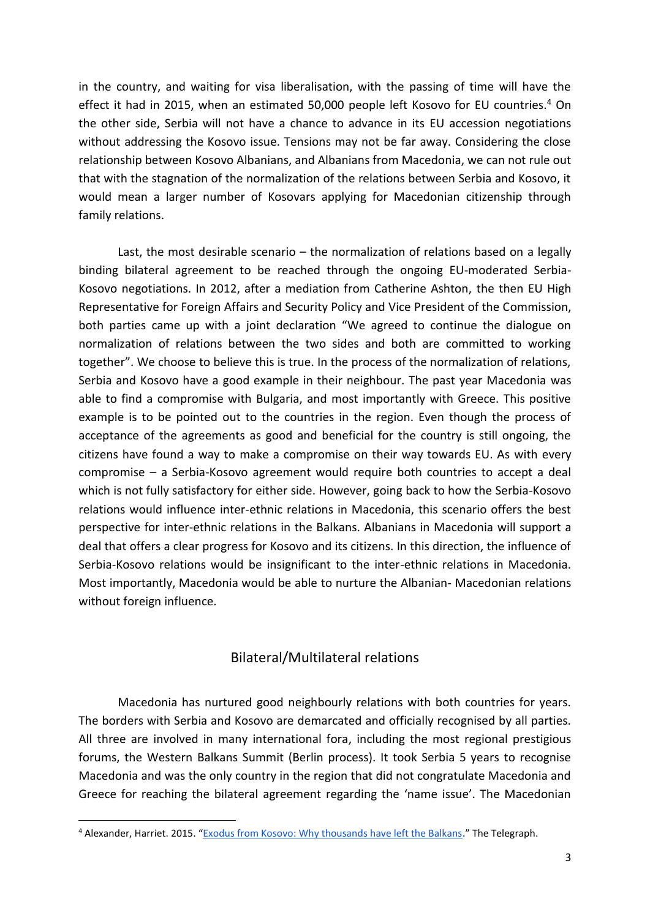in the country, and waiting for visa liberalisation, with the passing of time will have the effect it had in 2015, when an estimated 50,000 people left Kosovo for EU countries.[4] On the other side, Serbia will not have a chance to advance in its EU accession negotiations without addressing the Kosovo issue. Tensions may not be far away. Considering the close relationship between Kosovo Albanians, and Albanians from Macedonia, we can not rule out that with the stagnation of the normalization of the relations between Serbia and Kosovo, it would mean a larger number of Kosovars applying for Macedonian citizenship through family relations.

Last, the most desirable scenario – the normalization of relations based on a legally binding bilateral agreement to be reached through the ongoing EU-moderated Serbia-Kosovo negotiations. In 2012, after a mediation from Catherine Ashton, the then EU High Representative for Foreign Affairs and Security Policy and Vice President of the Commission, both parties came up with a joint declaration "We agreed to continue the dialogue on normalization of relations between the two sides and both are committed to working together". We choose to believe this is true. In the process of the normalization of relations, Serbia and Kosovo have a good example in their neighbour. The past year Macedonia was able to find a compromise with Bulgaria, and most importantly with Greece. This positive example is to be pointed out to the countries in the region. Even though the process of acceptance of the agreements as good and beneficial for the country is still ongoing, the citizens have found a way to make a compromise on their way towards EU. As with every compromise – a Serbia-Kosovo agreement would require both countries to accept a deal which is not fully satisfactory for either side. However, going back to how the Serbia-Kosovo relations would influence inter-ethnic relations in Macedonia, this scenario offers the best perspective for inter-ethnic relations in the Balkans. Albanians in Macedonia will support a deal that offers a clear progress for Kosovo and its citizens. In this direction, the influence of Serbia-Kosovo relations would be insignificant to the inter-ethnic relations in Macedonia. Most importantly, Macedonia would be able to nurture the Albanian- Macedonian relations without foreign influence.

## Bilateral/Multilateral relations

Macedonia has nurtured good neighbourly relations with both countries for years. The borders with Serbia and Kosovo are demarcated and officially recognised by all parties. All three are involved in many international fora, including the most regional prestigious forums, the Western Balkans Summit (Berlin process). It took Serbia 5 years to recognise Macedonia and was the only country in the region that did not congratulate Macedonia and Greece for reaching the bilateral agreement regarding the 'name issue'. The Macedonian

---

[4] Alexander, Harriet. 2015. "Exodus from Kosovo: Why thousands have left the Balkans." The Telegraph.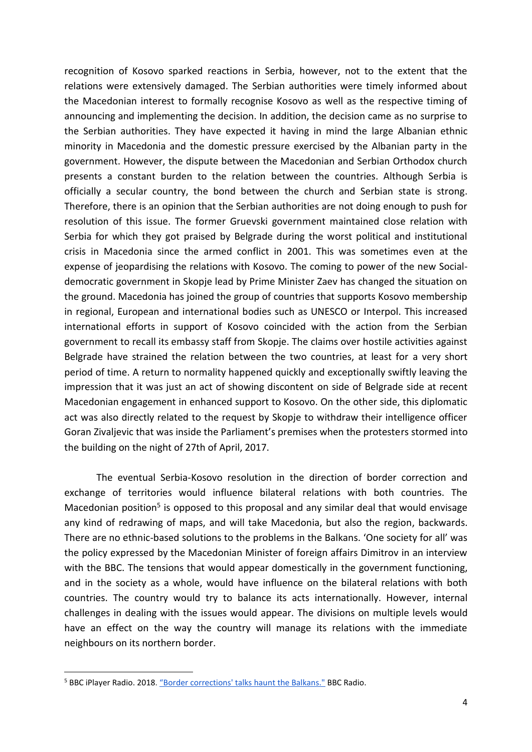recognition of Kosovo sparked reactions in Serbia, however, not to the extent that the relations were extensively damaged. The Serbian authorities were timely informed about the Macedonian interest to formally recognise Kosovo as well as the respective timing of announcing and implementing the decision. In addition, the decision came as no surprise to the Serbian authorities. They have expected it having in mind the large Albanian ethnic minority in Macedonia and the domestic pressure exercised by the Albanian party in the government. However, the dispute between the Macedonian and Serbian Orthodox church presents a constant burden to the relation between the countries. Although Serbia is officially a secular country, the bond between the church and Serbian state is strong. Therefore, there is an opinion that the Serbian authorities are not doing enough to push for resolution of this issue. The former Gruevski government maintained close relation with Serbia for which they got praised by Belgrade during the worst political and institutional crisis in Macedonia since the armed conflict in 2001. This was sometimes even at the expense of jeopardising the relations with Kosovo. The coming to power of the new Social-democratic government in Skopje lead by Prime Minister Zaev has changed the situation on the ground. Macedonia has joined the group of countries that supports Kosovo membership in regional, European and international bodies such as UNESCO or Interpol. This increased international efforts in support of Kosovo coincided with the action from the Serbian government to recall its embassy staff from Skopje. The claims over hostile activities against Belgrade have strained the relation between the two countries, at least for a very short period of time. A return to normality happened quickly and exceptionally swiftly leaving the impression that it was just an act of showing discontent on side of Belgrade side at recent Macedonian engagement in enhanced support to Kosovo. On the other side, this diplomatic act was also directly related to the request by Skopje to withdraw their intelligence officer Goran Zivaljevic that was inside the Parliament's premises when the protesters stormed into the building on the night of 27th of April, 2017.

The eventual Serbia-Kosovo resolution in the direction of border correction and exchange of territories would influence bilateral relations with both countries. The Macedonian position[5] is opposed to this proposal and any similar deal that would envisage any kind of redrawing of maps, and will take Macedonia, but also the region, backwards. There are no ethnic-based solutions to the problems in the Balkans. 'One society for all' was the policy expressed by the Macedonian Minister of foreign affairs Dimitrov in an interview with the BBC. The tensions that would appear domestically in the government functioning, and in the society as a whole, would have influence on the bilateral relations with both countries. The country would try to balance its acts internationally. However, internal challenges in dealing with the issues would appear. The divisions on multiple levels would have an effect on the way the country will manage its relations with the immediate neighbours on its northern border.

---

[5] BBC iPlayer Radio. 2018. "Border corrections' talks haunt the Balkans." BBC Radio.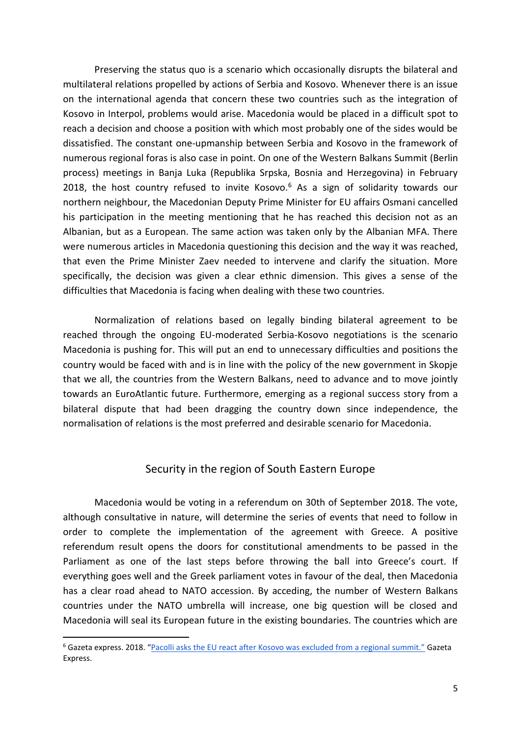Preserving the status quo is a scenario which occasionally disrupts the bilateral and multilateral relations propelled by actions of Serbia and Kosovo. Whenever there is an issue on the international agenda that concern these two countries such as the integration of Kosovo in Interpol, problems would arise. Macedonia would be placed in a difficult spot to reach a decision and choose a position with which most probably one of the sides would be dissatisfied. The constant one-upmanship between Serbia and Kosovo in the framework of numerous regional foras is also case in point. On one of the Western Balkans Summit (Berlin process) meetings in Banja Luka (Republika Srpska, Bosnia and Herzegovina) in February 2018, the host country refused to invite Kosovo.[6] As a sign of solidarity towards our northern neighbour, the Macedonian Deputy Prime Minister for EU affairs Osmani cancelled his participation in the meeting mentioning that he has reached this decision not as an Albanian, but as a European. The same action was taken only by the Albanian MFA. There were numerous articles in Macedonia questioning this decision and the way it was reached, that even the Prime Minister Zaev needed to intervene and clarify the situation. More specifically, the decision was given a clear ethnic dimension. This gives a sense of the difficulties that Macedonia is facing when dealing with these two countries.

Normalization of relations based on legally binding bilateral agreement to be reached through the ongoing EU-moderated Serbia-Kosovo negotiations is the scenario Macedonia is pushing for. This will put an end to unnecessary difficulties and positions the country would be faced with and is in line with the policy of the new government in Skopje that we all, the countries from the Western Balkans, need to advance and to move jointly towards an EuroAtlantic future. Furthermore, emerging as a regional success story from a bilateral dispute that had been dragging the country down since independence, the normalisation of relations is the most preferred and desirable scenario for Macedonia.

## Security in the region of South Eastern Europe

Macedonia would be voting in a referendum on 30th of September 2018. The vote, although consultative in nature, will determine the series of events that need to follow in order to complete the implementation of the agreement with Greece. A positive referendum result opens the doors for constitutional amendments to be passed in the Parliament as one of the last steps before throwing the ball into Greece's court. If everything goes well and the Greek parliament votes in favour of the deal, then Macedonia has a clear road ahead to NATO accession. By acceding, the number of Western Balkans countries under the NATO umbrella will increase, one big question will be closed and Macedonia will seal its European future in the existing boundaries. The countries which are

[6] Gazeta express. 2018. "Pacolli asks the EU react after Kosovo was excluded from a regional summit." Gazeta Express.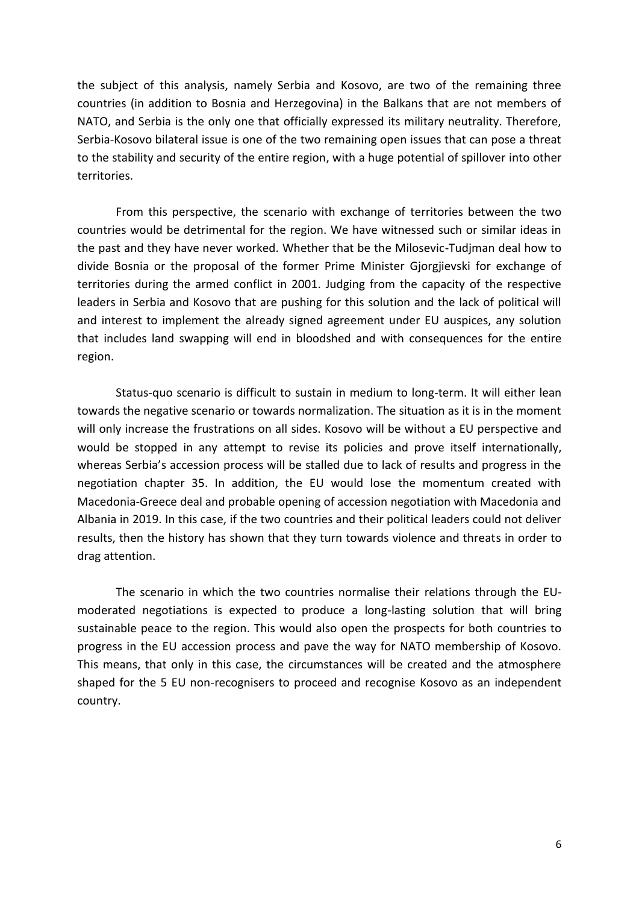the subject of this analysis, namely Serbia and Kosovo, are two of the remaining three countries (in addition to Bosnia and Herzegovina) in the Balkans that are not members of NATO, and Serbia is the only one that officially expressed its military neutrality. Therefore, Serbia-Kosovo bilateral issue is one of the two remaining open issues that can pose a threat to the stability and security of the entire region, with a huge potential of spillover into other territories.

From this perspective, the scenario with exchange of territories between the two countries would be detrimental for the region. We have witnessed such or similar ideas in the past and they have never worked. Whether that be the Milosevic-Tudjman deal how to divide Bosnia or the proposal of the former Prime Minister Gjorgjievski for exchange of territories during the armed conflict in 2001. Judging from the capacity of the respective leaders in Serbia and Kosovo that are pushing for this solution and the lack of political will and interest to implement the already signed agreement under EU auspices, any solution that includes land swapping will end in bloodshed and with consequences for the entire region.

Status-quo scenario is difficult to sustain in medium to long-term. It will either lean towards the negative scenario or towards normalization. The situation as it is in the moment will only increase the frustrations on all sides. Kosovo will be without a EU perspective and would be stopped in any attempt to revise its policies and prove itself internationally, whereas Serbia's accession process will be stalled due to lack of results and progress in the negotiation chapter 35. In addition, the EU would lose the momentum created with Macedonia-Greece deal and probable opening of accession negotiation with Macedonia and Albania in 2019. In this case, if the two countries and their political leaders could not deliver results, then the history has shown that they turn towards violence and threats in order to drag attention.

The scenario in which the two countries normalise their relations through the EU-moderated negotiations is expected to produce a long-lasting solution that will bring sustainable peace to the region. This would also open the prospects for both countries to progress in the EU accession process and pave the way for NATO membership of Kosovo. This means, that only in this case, the circumstances will be created and the atmosphere shaped for the 5 EU non-recognisers to proceed and recognise Kosovo as an independent country.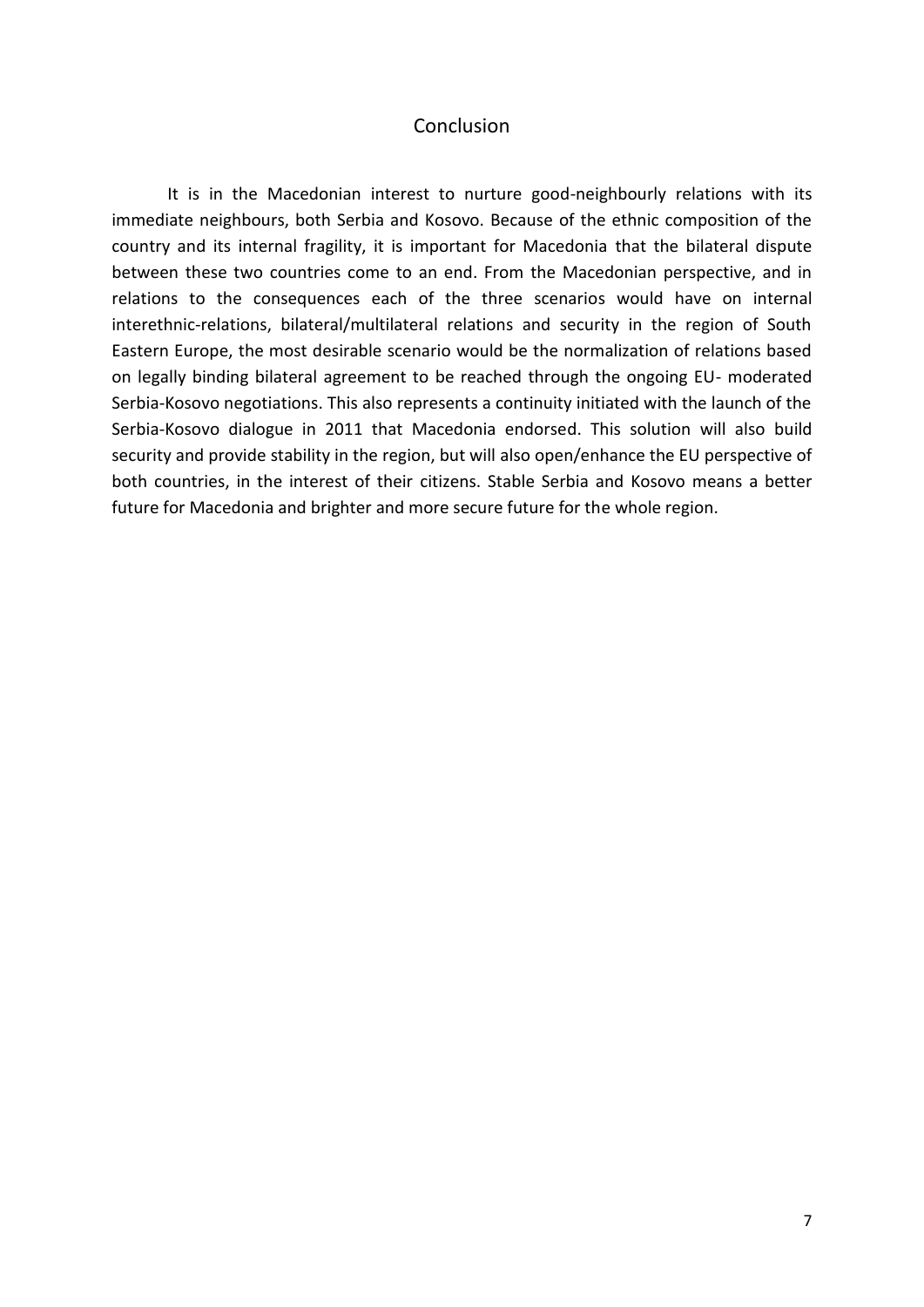## Conclusion

It is in the Macedonian interest to nurture good-neighbourly relations with its immediate neighbours, both Serbia and Kosovo. Because of the ethnic composition of the country and its internal fragility, it is important for Macedonia that the bilateral dispute between these two countries come to an end. From the Macedonian perspective, and in relations to the consequences each of the three scenarios would have on internal interethnic-relations, bilateral/multilateral relations and security in the region of South Eastern Europe, the most desirable scenario would be the normalization of relations based on legally binding bilateral agreement to be reached through the ongoing EU- moderated Serbia-Kosovo negotiations. This also represents a continuity initiated with the launch of the Serbia-Kosovo dialogue in 2011 that Macedonia endorsed. This solution will also build security and provide stability in the region, but will also open/enhance the EU perspective of both countries, in the interest of their citizens. Stable Serbia and Kosovo means a better future for Macedonia and brighter and more secure future for the whole region.